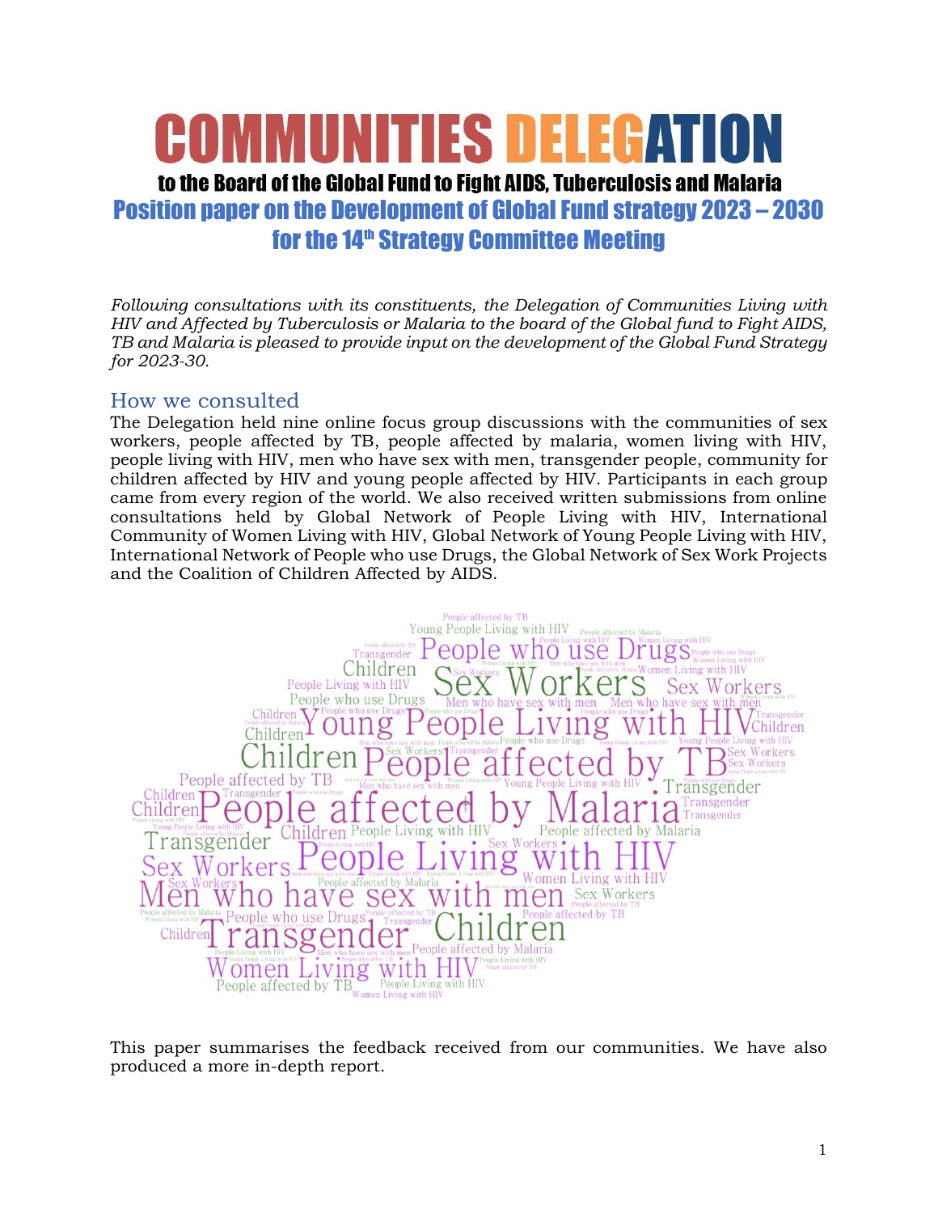# COMMUNITIES DELEGATION

## to the Board of the Global Fund to Fight AIDS, Tuberculosis and Malaria

## Position paper on the Development of Global Fund strategy 2023 – 2030 for the 14th Strategy Committee Meeting

*Following consultations with its constituents, the Delegation of Communities Living with HIV and Affected by Tuberculosis or Malaria to the board of the Global fund to Fight AIDS, TB and Malaria is pleased to provide input on the development of the Global Fund Strategy for 2023-30.*

## How we consulted

The Delegation held nine online focus group discussions with the communities of sex workers, people affected by TB, people affected by malaria, women living with HIV, people living with HIV, men who have sex with men, transgender people, community for children affected by HIV and young people affected by HIV. Participants in each group came from every region of the world. We also received written submissions from online consultations held by Global Network of People Living with HIV, International Community of Women Living with HIV, Global Network of Young People Living with HIV, International Network of People who use Drugs, the Global Network of Sex Work Projects and the Coalition of Children Affected by AIDS.

This paper summarises the feedback received from our communities. We have also produced a more in-depth report.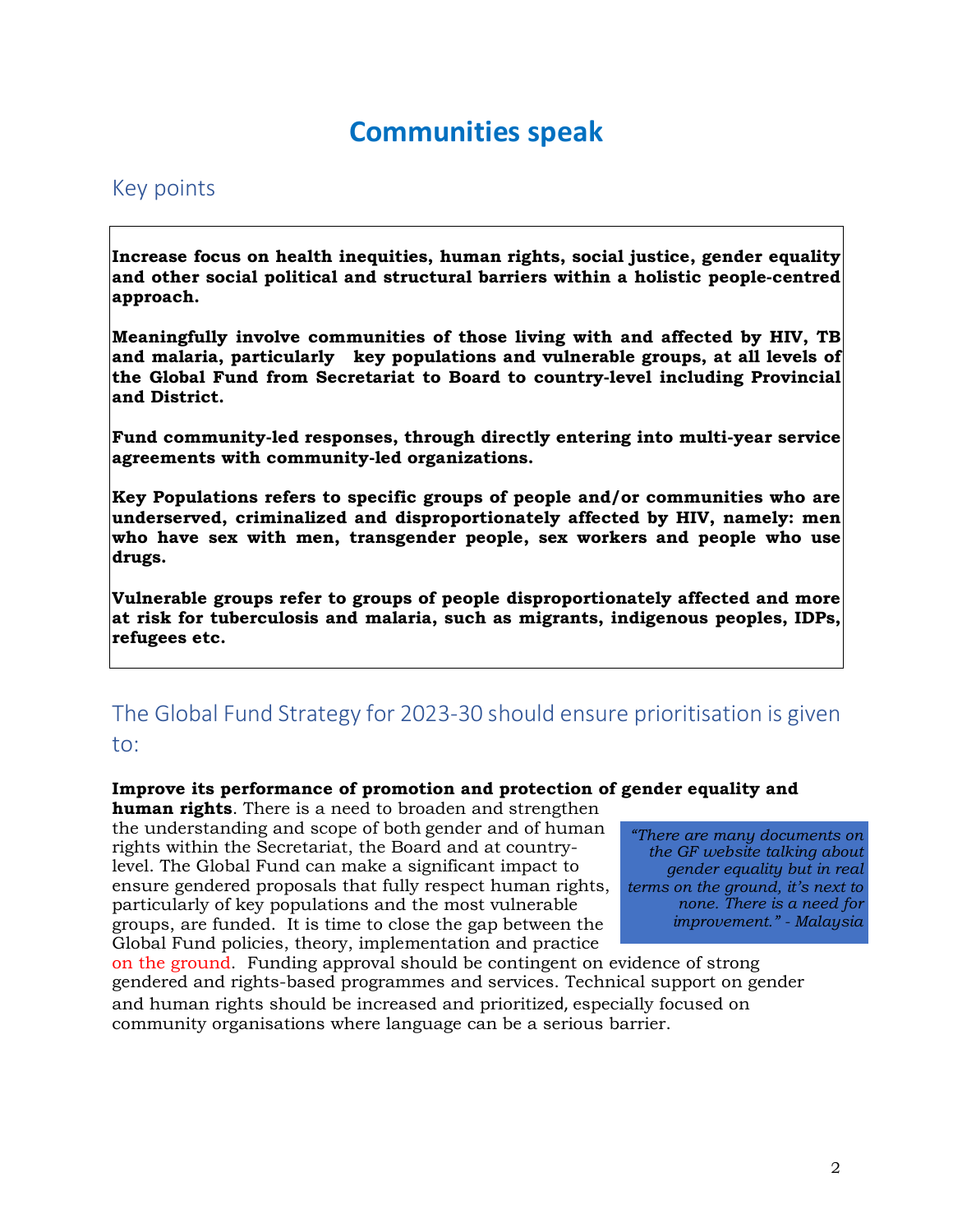# Communities speak

## Key points

**Increase focus on health inequities, human rights, social justice, gender equality and other social political and structural barriers within a holistic people-centred approach.**

**Meaningfully involve communities of those living with and affected by HIV, TB and malaria, particularly key populations and vulnerable groups, at all levels of the Global Fund from Secretariat to Board to country-level including Provincial and District.**

**Fund community-led responses, through directly entering into multi-year service agreements with community-led organizations.**

**Key Populations refers to specific groups of people and/or communities who are underserved, criminalized and disproportionately affected by HIV, namely: men who have sex with men, transgender people, sex workers and people who use drugs.**

**Vulnerable groups refer to groups of people disproportionately affected and more at risk for tuberculosis and malaria, such as migrants, indigenous peoples, IDPs, refugees etc.**

## The Global Fund Strategy for 2023-30 should ensure prioritisation is given to:

**Improve its performance of promotion and protection of gender equality and human rights**. There is a need to broaden and strengthen the understanding and scope of both gender and of human rights within the Secretariat, the Board and at country-level. The Global Fund can make a significant impact to ensure gendered proposals that fully respect human rights, particularly of key populations and the most vulnerable groups, are funded. It is time to close the gap between the Global Fund policies, theory, implementation and practice on the ground. Funding approval should be contingent on evidence of strong gendered and rights-based programmes and services. Technical support on gender and human rights should be increased and prioritized, especially focused on community organisations where language can be a serious barrier.

> *"There are many documents on the GF website talking about gender equality but in real terms on the ground, it's next to none. There is a need for improvement." - Malaysia*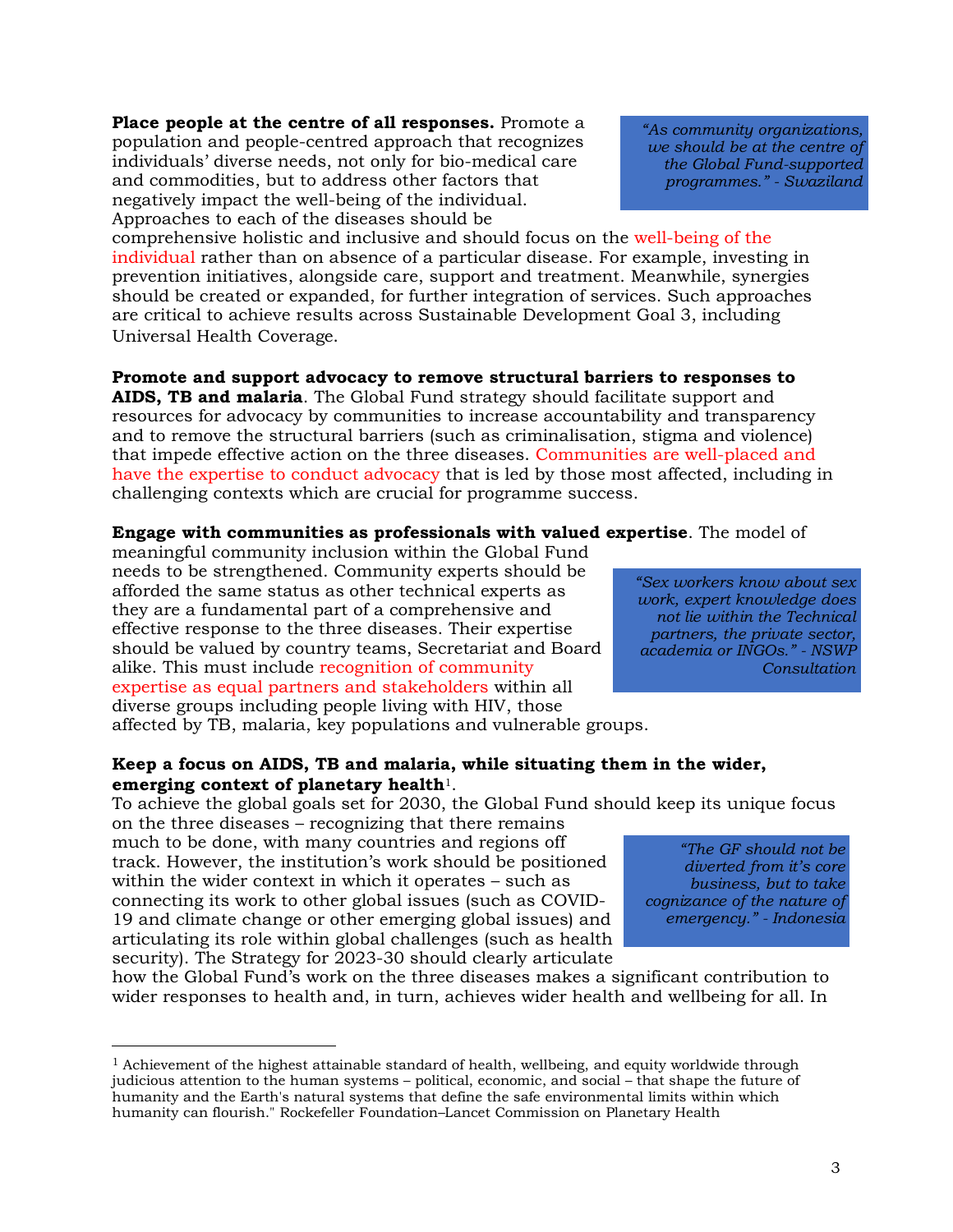**Place people at the centre of all responses.** Promote a population and people-centred approach that recognizes individuals' diverse needs, not only for bio-medical care and commodities, but to address other factors that negatively impact the well-being of the individual. Approaches to each of the diseases should be comprehensive holistic and inclusive and should focus on the well-being of the individual rather than on absence of a particular disease. For example, investing in prevention initiatives, alongside care, support and treatment. Meanwhile, synergies should be created or expanded, for further integration of services. Such approaches are critical to achieve results across Sustainable Development Goal 3, including Universal Health Coverage.

> *"As community organizations, we should be at the centre of the Global Fund-supported programmes." - Swaziland*

**Promote and support advocacy to remove structural barriers to responses to AIDS, TB and malaria**. The Global Fund strategy should facilitate support and resources for advocacy by communities to increase accountability and transparency and to remove the structural barriers (such as criminalisation, stigma and violence) that impede effective action on the three diseases. Communities are well-placed and have the expertise to conduct advocacy that is led by those most affected, including in challenging contexts which are crucial for programme success.

**Engage with communities as professionals with valued expertise**. The model of meaningful community inclusion within the Global Fund needs to be strengthened. Community experts should be afforded the same status as other technical experts as they are a fundamental part of a comprehensive and effective response to the three diseases. Their expertise should be valued by country teams, Secretariat and Board alike. This must include recognition of community expertise as equal partners and stakeholders within all diverse groups including people living with HIV, those affected by TB, malaria, key populations and vulnerable groups.

> *"Sex workers know about sex work, expert knowledge does not lie within the Technical partners, the private sector, academia or INGOs." - NSWP Consultation*

**Keep a focus on AIDS, TB and malaria, while situating them in the wider, emerging context of planetary health**[1].

To achieve the global goals set for 2030, the Global Fund should keep its unique focus on the three diseases – recognizing that there remains much to be done, with many countries and regions off track. However, the institution's work should be positioned within the wider context in which it operates – such as connecting its work to other global issues (such as COVID-19 and climate change or other emerging global issues) and articulating its role within global challenges (such as health security). The Strategy for 2023-30 should clearly articulate how the Global Fund's work on the three diseases makes a significant contribution to wider responses to health and, in turn, achieves wider health and wellbeing for all. In

> *"The GF should not be diverted from it's core business, but to take cognizance of the nature of emergency." - Indonesia*

---

[1] Achievement of the highest attainable standard of health, wellbeing, and equity worldwide through judicious attention to the human systems – political, economic, and social – that shape the future of humanity and the Earth's natural systems that define the safe environmental limits within which humanity can flourish." Rockefeller Foundation–Lancet Commission on Planetary Health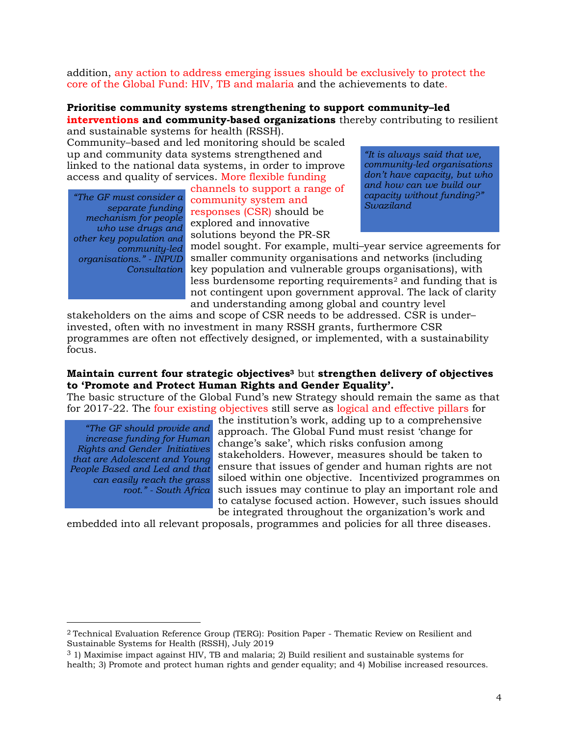addition, any action to address emerging issues should be exclusively to protect the core of the Global Fund: HIV, TB and malaria and the achievements to date.

**Prioritise community systems strengthening to support community–led interventions and community-based organizations** thereby contributing to resilient and sustainable systems for health (RSSH).

Community–based and led monitoring should be scaled up and community data systems strengthened and linked to the national data systems, in order to improve access and quality of services. More flexible funding channels to support a range of community system and responses (CSR) should be explored and innovative solutions beyond the PR-SR model sought. For example, multi–year service agreements for smaller community organisations and networks (including key population and vulnerable groups organisations), with less burdensome reporting requirements[2] and funding that is not contingent upon government approval. The lack of clarity and understanding among global and country level stakeholders on the aims and scope of CSR needs to be addressed. CSR is under–invested, often with no investment in many RSSH grants, furthermore CSR programmes are often not effectively designed, or implemented, with a sustainability focus.

> *"It is always said that we, community-led organisations don't have capacity, but who and how can we build our capacity without funding?" Swaziland*

> *"The GF must consider a separate funding mechanism for people who use drugs and other key population and community-led organisations." - INPUD Consultation*

**Maintain current four strategic objectives[3]** but **strengthen delivery of objectives to 'Promote and Protect Human Rights and Gender Equality'.**

The basic structure of the Global Fund's new Strategy should remain the same as that for 2017-22. The four existing objectives still serve as logical and effective pillars for the institution's work, adding up to a comprehensive approach. The Global Fund must resist 'change for change's sake', which risks confusion among stakeholders. However, measures should be taken to ensure that issues of gender and human rights are not siloed within one objective. Incentivized programmes on such issues may continue to play an important role and to catalyse focused action. However, such issues should be integrated throughout the organization's work and embedded into all relevant proposals, programmes and policies for all three diseases.

> *"The GF should provide and increase funding for Human Rights and Gender Initiatives that are Adolescent and Young People Based and Led and that can easily reach the grass root." - South Africa*

---

[2] Technical Evaluation Reference Group (TERG): Position Paper - Thematic Review on Resilient and Sustainable Systems for Health (RSSH), July 2019

[3] 1) Maximise impact against HIV, TB and malaria; 2) Build resilient and sustainable systems for health; 3) Promote and protect human rights and gender equality; and 4) Mobilise increased resources.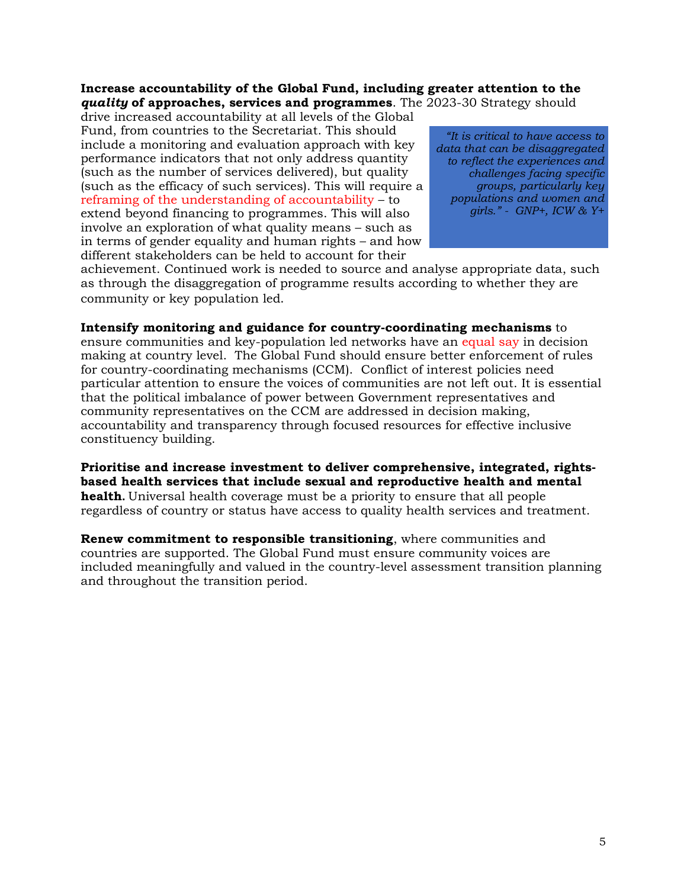**Increase accountability of the Global Fund, including greater attention to the *quality* of approaches, services and programmes**. The 2023-30 Strategy should drive increased accountability at all levels of the Global Fund, from countries to the Secretariat. This should include a monitoring and evaluation approach with key performance indicators that not only address quantity (such as the number of services delivered), but quality (such as the efficacy of such services). This will require a reframing of the understanding of accountability – to extend beyond financing to programmes. This will also involve an exploration of what quality means – such as in terms of gender equality and human rights – and how different stakeholders can be held to account for their achievement. Continued work is needed to source and analyse appropriate data, such as through the disaggregation of programme results according to whether they are community or key population led.

> *"It is critical to have access to data that can be disaggregated to reflect the experiences and challenges facing specific groups, particularly key populations and women and girls." - GNP+, ICW & Y+*

**Intensify monitoring and guidance for country-coordinating mechanisms** to ensure communities and key-population led networks have an equal say in decision making at country level. The Global Fund should ensure better enforcement of rules for country-coordinating mechanisms (CCM). Conflict of interest policies need particular attention to ensure the voices of communities are not left out. It is essential that the political imbalance of power between Government representatives and community representatives on the CCM are addressed in decision making, accountability and transparency through focused resources for effective inclusive constituency building.

**Prioritise and increase investment to deliver comprehensive, integrated, rights-based health services that include sexual and reproductive health and mental health.** Universal health coverage must be a priority to ensure that all people regardless of country or status have access to quality health services and treatment.

**Renew commitment to responsible transitioning**, where communities and countries are supported. The Global Fund must ensure community voices are included meaningfully and valued in the country-level assessment transition planning and throughout the transition period.